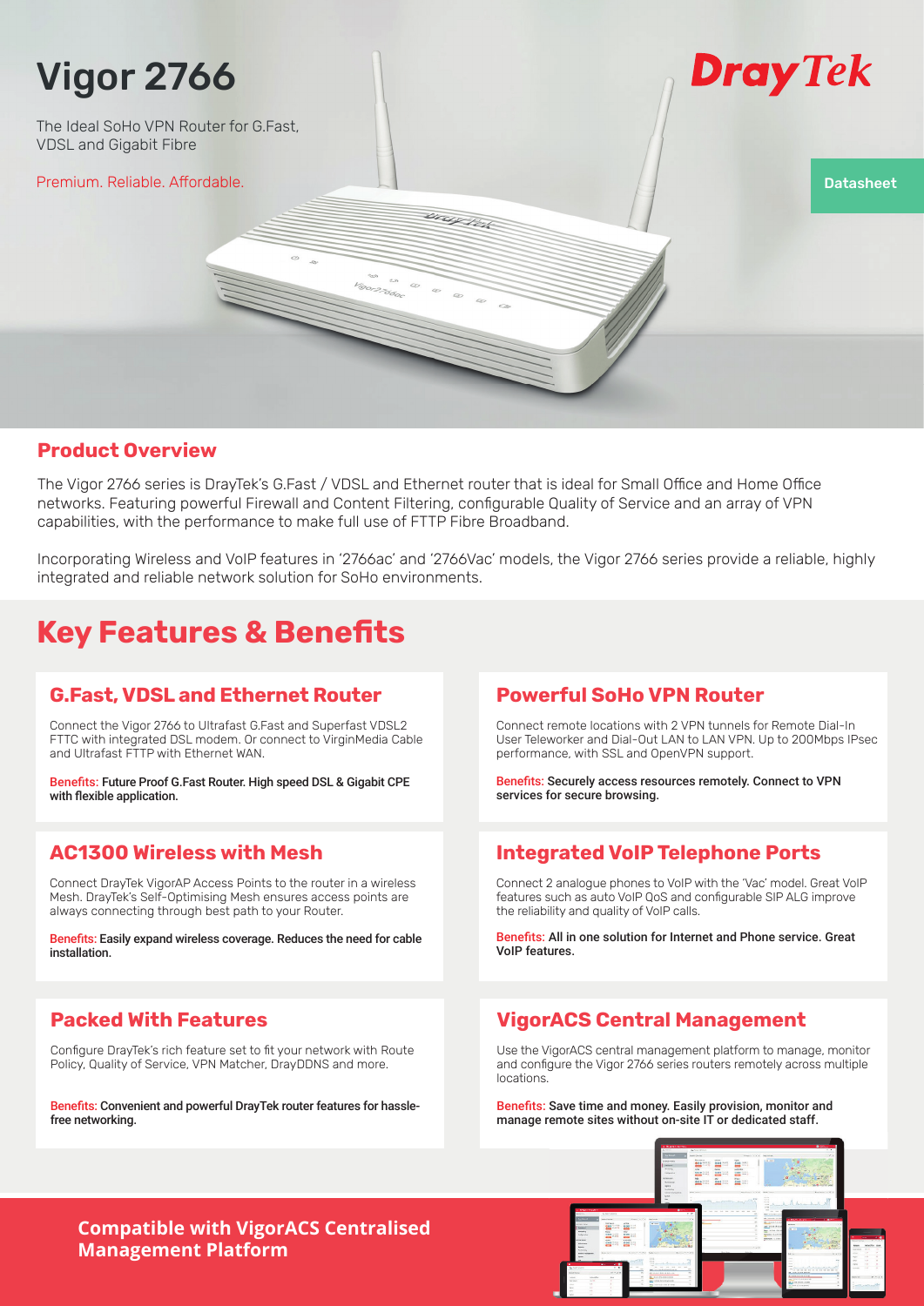# Vigor 2766

The Ideal SoHo VPN Router for G.Fast, VDSL and Gigabit Fibre

Premium. Reliable. Affordable.

DrayTek

Datasheet

## Product Overview

The Vigor 2766 series is DrayTek's G.Fast / VDSL and Ethernet router that is ideal for Small Office and Home Office networks. Featuring powerful Firewall and Content Filtering, configurable Quality of Service and an array of VPN capabilities, with the performance to make full use of FTTP Fibre Broadband.

Incorporating Wireless and VoIP features in '2766ac' and '2766Vac' models, the Vigor 2766 series provide a reliable, highly integrated and reliable network solution for SoHo environments.

## Key Features & Benefits

### G.Fast, VDSL and Ethernet Router

Connect the Vigor 2766 to Ultrafast G.Fast and Superfast VDSL2 FTTC with integrated DSL modem. Or connect to VirginMedia Cable and Ultrafast FTTP with Ethernet WAN.

Benefits: **Future Proof G.Fast Router. High speed DSL & Gigabit CPE with flexible application.**

### Powerful SoHo VPN Router

Connect remote locations with 2 VPN tunnels for Remote Dial-In User Teleworker and Dial-Out LAN to LAN VPN. Up to 200Mbps IPsec performance, with SSL and OpenVPN support.

Benefits: **Securely access resources remotely. Connect to VPN services for secure browsing.**

### AC1300 Wireless with Mesh

Connect DrayTek VigorAP Access Points to the router in a wireless Mesh. DrayTek's Self-Optimising Mesh ensures access points are always connecting through best path to your Router.

Benefits: **Easily expand wireless coverage. Reduces the need for cable installation.**

### Integrated VoIP Telephone Ports

Connect 2 analogue phones to VoIP with the 'Vac' model. Great VoIP features such as auto VoIP QoS and configurable SIP ALG improve the reliability and quality of VoIP calls.

Benefits: **All in one solution for Internet and Phone service. Great VoIP features.**

### Packed With Features

Configure DrayTek's rich feature set to fit your network with Route Policy, Quality of Service, VPN Matcher, DrayDDNS and more.

Benefits: **Convenient and powerful DrayTek router features for hassle-free networking.**

### VigorACS Central Management

Use the VigorACS central management platform to manage, monitor and configure the Vigor 2766 series routers remotely across multiple locations.

Benefits: **Save time and money. Easily provision, monitor and manage remote sites without on-site IT or dedicated staff.**

**Compatible with VigorACS Centralised Management Platform**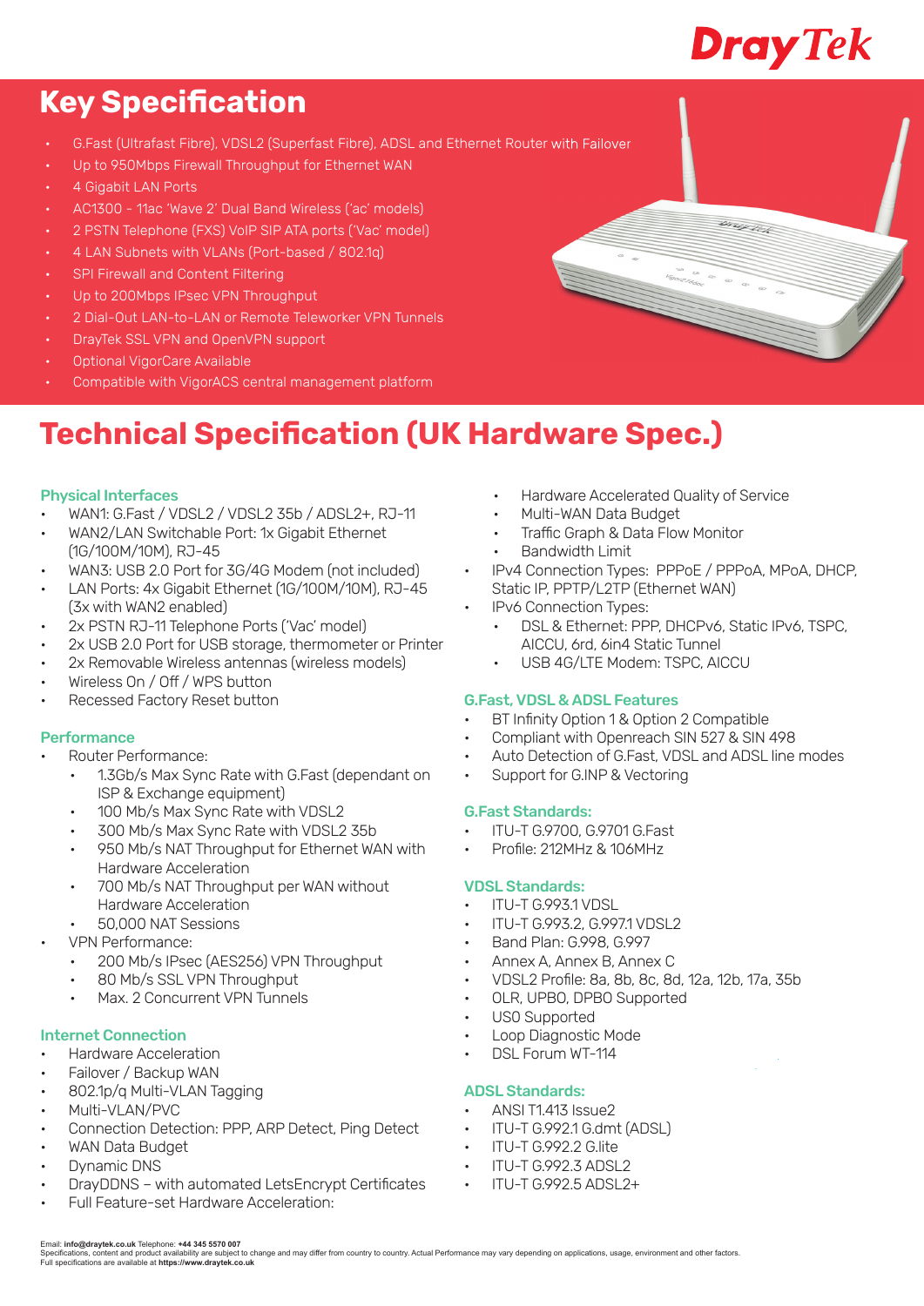# Key Specification

- G.Fast (Ultrafast Fibre), VDSL2 (Superfast Fibre), ADSL and Ethernet Router with Failover
- Up to 950Mbps Firewall Throughput for Ethernet WAN
- 4 Gigabit LAN Ports
- AC1300 - 11ac 'Wave 2' Dual Band Wireless ('ac' models)
- 2 PSTN Telephone (FXS) VoIP SIP ATA ports ('Vac' model)
- 4 LAN Subnets with VLANs (Port-based / 802.1q)
- SPI Firewall and Content Filtering
- Up to 200Mbps IPsec VPN Throughput
- 2 Dial-Out LAN-to-LAN or Remote Teleworker VPN Tunnels
- DrayTek SSL VPN and OpenVPN support
- Optional VigorCare Available
- Compatible with VigorACS central management platform

# Technical Specification (UK Hardware Spec.)

### Physical Interfaces

- WAN1: G.Fast / VDSL2 / VDSL2 35b / ADSL2+, RJ-11
- WAN2/LAN Switchable Port: 1x Gigabit Ethernet (1G/100M/10M), RJ-45
- WAN3: USB 2.0 Port for 3G/4G Modem (not included)
- LAN Ports: 4x Gigabit Ethernet (1G/100M/10M), RJ-45 (3x with WAN2 enabled)
- 2x PSTN RJ-11 Telephone Ports ('Vac' model)
- 2x USB 2.0 Port for USB storage, thermometer or Printer
- 2x Removable Wireless antennas (wireless models)
- Wireless On / Off / WPS button
- Recessed Factory Reset button

### Performance

- Router Performance:
  - 1.3Gb/s Max Sync Rate with G.Fast (dependant on ISP & Exchange equipment)
  - 100 Mb/s Max Sync Rate with VDSL2
  - 300 Mb/s Max Sync Rate with VDSL2 35b
  - 950 Mb/s NAT Throughput for Ethernet WAN with Hardware Acceleration
  - 700 Mb/s NAT Throughput per WAN without Hardware Acceleration
  - 50,000 NAT Sessions
- VPN Performance:
  - 200 Mb/s IPsec (AES256) VPN Throughput
  - 80 Mb/s SSL VPN Throughput
  - Max. 2 Concurrent VPN Tunnels

### Internet Connection

- Hardware Acceleration
- Failover / Backup WAN
- 802.1p/q Multi-VLAN Tagging
- Multi-VLAN/PVC
- Connection Detection: PPP, ARP Detect, Ping Detect
- WAN Data Budget
- Dynamic DNS
- DrayDDNS – with automated LetsEncrypt Certificates
- Full Feature-set Hardware Acceleration:
  - Hardware Accelerated Quality of Service
  - Multi-WAN Data Budget
  - Traffic Graph & Data Flow Monitor
  - Bandwidth Limit
- IPv4 Connection Types: PPPoE / PPPoA, MPoA, DHCP, Static IP, PPTP/L2TP (Ethernet WAN)
- IPv6 Connection Types:
  - DSL & Ethernet: PPP, DHCPv6, Static IPv6, TSPC, AICCU, 6rd, 6in4 Static Tunnel
  - USB 4G/LTE Modem: TSPC, AICCU

### G.Fast, VDSL & ADSL Features

- BT Infinity Option 1 & Option 2 Compatible
- Compliant with Openreach SIN 527 & SIN 498
- Auto Detection of G.Fast, VDSL and ADSL line modes
- Support for G.INP & Vectoring

### G.Fast Standards:

- ITU-T G.9700, G.9701 G.Fast
- Profile: 212MHz & 106MHz

### VDSL Standards:

- ITU-T G.993.1 VDSL
- ITU-T G.993.2, G.997.1 VDSL2
- Band Plan: G.998, G.997
- Annex A, Annex B, Annex C
- VDSL2 Profile: 8a, 8b, 8c, 8d, 12a, 12b, 17a, 35b
- OLR, UPBO, DPBO Supported
- US0 Supported
- Loop Diagnostic Mode
- DSL Forum WT-114

### ADSL Standards:

- ANSI T1.413 Issue2
- ITU-T G.992.1 G.dmt (ADSL)
- ITU-T G.992.2 G.lite
- ITU-T G.992.3 ADSL2
- ITU-T G.992.5 ADSL2+

Email: **info@draytek.co.uk** Telephone: **+44 345 5570 007**
Specifications, content and product availability are subject to change and may differ from country to country. Actual Performance may vary depending on applications, usage, environment and other factors.
Full specifications are available at **https://www.draytek.co.uk**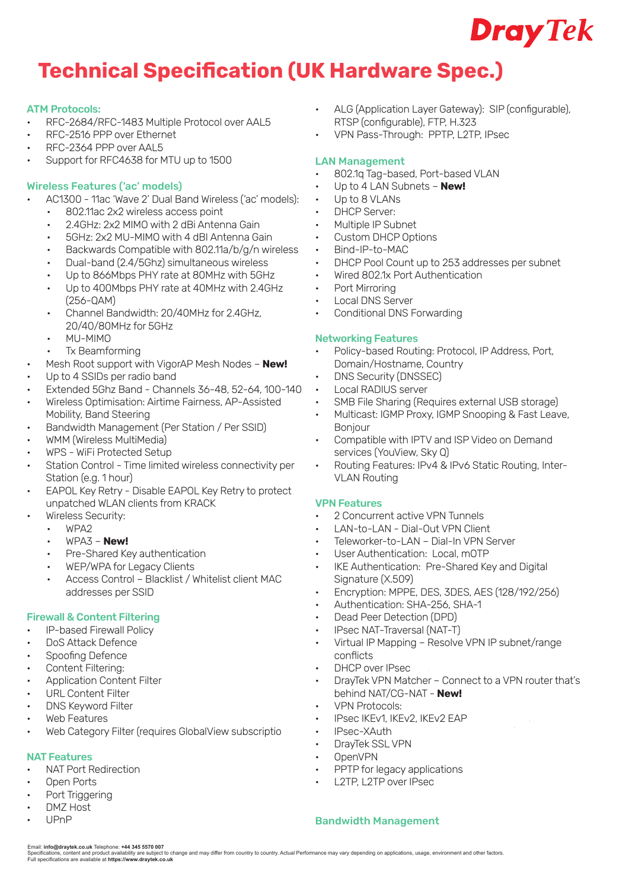# Technical Specification (UK Hardware Spec.)

## ATM Protocols:

- RFC-2684/RFC-1483 Multiple Protocol over AAL5
- RFC-2516 PPP over Ethernet
- RFC-2364 PPP over AAL5
- Support for RFC4638 for MTU up to 1500

## Wireless Features ('ac' models)

- AC1300 - 11ac 'Wave 2' Dual Band Wireless ('ac' models):
  - 802.11ac 2x2 wireless access point
  - 2.4GHz: 2x2 MIMO with 2 dBi Antenna Gain
  - 5GHz: 2x2 MU-MIMO with 4 dBI Antenna Gain
  - Backwards Compatible with 802.11a/b/g/n wireless
  - Dual-band (2.4/5Ghz) simultaneous wireless
  - Up to 866Mbps PHY rate at 80MHz with 5GHz
  - Up to 400Mbps PHY rate at 40MHz with 2.4GHz (256-QAM)
  - Channel Bandwidth: 20/40MHz for 2.4GHz, 20/40/80MHz for 5GHz
  - MU-MIMO
  - Tx Beamforming
- Mesh Root support with VigorAP Mesh Nodes – **New!**
- Up to 4 SSIDs per radio band
- Extended 5Ghz Band - Channels 36-48, 52-64, 100-140
- Wireless Optimisation: Airtime Fairness, AP-Assisted Mobility, Band Steering
- Bandwidth Management (Per Station / Per SSID)
- WMM (Wireless MultiMedia)
- WPS - WiFi Protected Setup
- Station Control - Time limited wireless connectivity per Station (e.g. 1 hour)
- EAPOL Key Retry - Disable EAPOL Key Retry to protect unpatched WLAN clients from KRACK
- Wireless Security:
  - WPA2
  - WPA3 – **New!**
  - Pre-Shared Key authentication
  - WEP/WPA for Legacy Clients
  - Access Control - Blacklist / Whitelist client MAC addresses per SSID

## Firewall & Content Filtering

- IP-based Firewall Policy
- DoS Attack Defence
- Spoofing Defence
- Content Filtering:
- Application Content Filter
- URL Content Filter
- DNS Keyword Filter
- Web Features
- Web Category Filter (requires GlobalView subscriptio

## NAT Features

- NAT Port Redirection
- Open Ports
- Port Triggering
- DMZ Host
- UPnP
- ALG (Application Layer Gateway): SIP (configurable), RTSP (configurable), FTP, H.323
- VPN Pass-Through: PPTP, L2TP, IPsec

## LAN Management

- 802.1q Tag-based, Port-based VLAN
- Up to 4 LAN Subnets – **New!**
- Up to 8 VLANs
- DHCP Server:
- Multiple IP Subnet
- Custom DHCP Options
- Bind-IP-to-MAC
- DHCP Pool Count up to 253 addresses per subnet
- Wired 802.1x Port Authentication
- Port Mirroring
- Local DNS Server
- Conditional DNS Forwarding

## Networking Features

- Policy-based Routing: Protocol, IP Address, Port, Domain/Hostname, Country
- DNS Security (DNSSEC)
- Local RADIUS server
- SMB File Sharing (Requires external USB storage)
- Multicast: IGMP Proxy, IGMP Snooping & Fast Leave, Bonjour
- Compatible with IPTV and ISP Video on Demand services (YouView, Sky Q)
- Routing Features: IPv4 & IPv6 Static Routing, Inter-VLAN Routing

## VPN Features

- 2 Concurrent active VPN Tunnels
- LAN-to-LAN - Dial-Out VPN Client
- Teleworker-to-LAN – Dial-In VPN Server
- User Authentication: Local, mOTP
- IKE Authentication: Pre-Shared Key and Digital Signature (X.509)
- Encryption: MPPE, DES, 3DES, AES (128/192/256)
- Authentication: SHA-256, SHA-1
- Dead Peer Detection (DPD)
- IPsec NAT-Traversal (NAT-T)
- Virtual IP Mapping – Resolve VPN IP subnet/range conflicts
- DHCP over IPsec
- DrayTek VPN Matcher – Connect to a VPN router that's behind NAT/CG-NAT - **New!**
- VPN Protocols:
- IPsec IKEv1, IKEv2, IKEv2 EAP
- IPsec-XAuth
- DrayTek SSL VPN
- OpenVPN
- PPTP for legacy applications
- L2TP, L2TP over IPsec

## Bandwidth Management

Email: **info@draytek.co.uk** Telephone: **+44 345 5570 007**
Specifications, content and product availability are subject to change and may differ from country to country. Actual Performance may vary depending on applications, usage, environment and other factors.
Full specifications are available at **https://www.draytek.co.uk**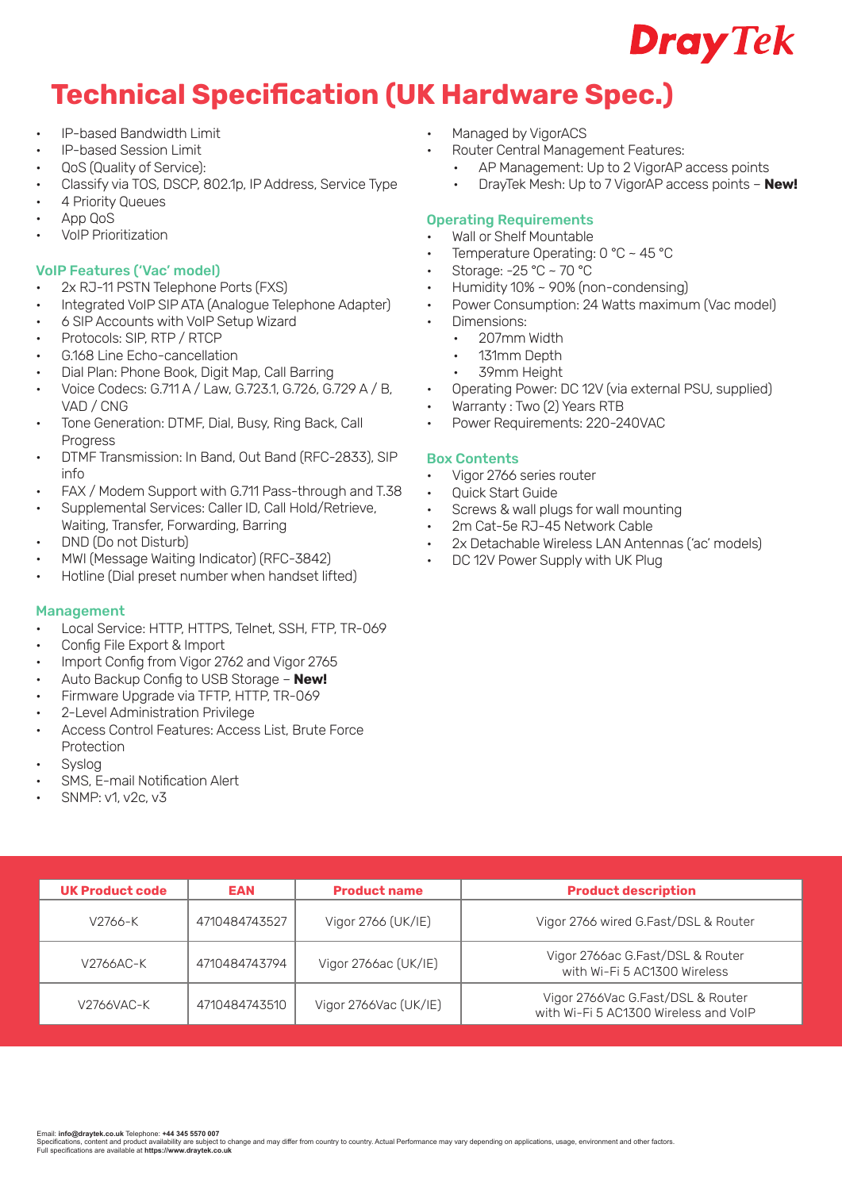# Technical Specification (UK Hardware Spec.)

- IP-based Bandwidth Limit
- IP-based Session Limit
- QoS (Quality of Service):
- Classify via TOS, DSCP, 802.1p, IP Address, Service Type
- 4 Priority Queues
- App QoS
- VoIP Prioritization

### VoIP Features ('Vac' model)

- 2x RJ-11 PSTN Telephone Ports (FXS)
- Integrated VoIP SIP ATA (Analogue Telephone Adapter)
- 6 SIP Accounts with VoIP Setup Wizard
- Protocols: SIP, RTP / RTCP
- G.168 Line Echo-cancellation
- Dial Plan: Phone Book, Digit Map, Call Barring
- Voice Codecs: G.711 A / Law, G.723.1, G.726, G.729 A / B, VAD / CNG
- Tone Generation: DTMF, Dial, Busy, Ring Back, Call Progress
- DTMF Transmission: In Band, Out Band (RFC-2833), SIP info
- FAX / Modem Support with G.711 Pass-through and T.38
- Supplemental Services: Caller ID, Call Hold/Retrieve, Waiting, Transfer, Forwarding, Barring
- DND (Do not Disturb)
- MWI (Message Waiting Indicator) (RFC-3842)
- Hotline (Dial preset number when handset lifted)

### Management

- Local Service: HTTP, HTTPS, Telnet, SSH, FTP, TR-069
- Config File Export & Import
- Import Config from Vigor 2762 and Vigor 2765
- Auto Backup Config to USB Storage – **New!**
- Firmware Upgrade via TFTP, HTTP, TR-069
- 2-Level Administration Privilege
- Access Control Features: Access List, Brute Force Protection
- Syslog
- SMS, E-mail Notification Alert
- SNMP: v1, v2c, v3
- Managed by VigorACS
- Router Central Management Features:
  - AP Management: Up to 2 VigorAP access points
  - DrayTek Mesh: Up to 7 VigorAP access points – **New!**

### Operating Requirements

- Wall or Shelf Mountable
- Temperature Operating: 0 °C ~ 45 °C
- Storage: -25 °C ~ 70 °C
- Humidity 10% ~ 90% (non-condensing)
- Power Consumption: 24 Watts maximum (Vac model)
- Dimensions:
  - 207mm Width
  - 131mm Depth
  - 39mm Height
- Operating Power: DC 12V (via external PSU, supplied)
- Warranty : Two (2) Years RTB
- Power Requirements: 220-240VAC

### Box Contents

- Vigor 2766 series router
- Quick Start Guide
- Screws & wall plugs for wall mounting
- 2m Cat-5e RJ-45 Network Cable
- 2x Detachable Wireless LAN Antennas ('ac' models)
- DC 12V Power Supply with UK Plug

| UK Product code | EAN | Product name | Product description |
|---|---|---|---|
| V2766-K | 4710484743527 | Vigor 2766 (UK/IE) | Vigor 2766 wired G.Fast/DSL & Router |
| V2766AC-K | 4710484743794 | Vigor 2766ac (UK/IE) | Vigor 2766ac G.Fast/DSL & Router with Wi-Fi 5 AC1300 Wireless |
| V2766VAC-K | 4710484743510 | Vigor 2766Vac (UK/IE) | Vigor 2766Vac G.Fast/DSL & Router with Wi-Fi 5 AC1300 Wireless and VoIP |

Email: **info@draytek.co.uk** Telephone: **+44 345 5570 007**
Specifications, content and product availability are subject to change and may differ from country to country. Actual Performance may vary depending on applications, usage, environment and other factors.
Full specifications are available at **https://www.draytek.co.uk**